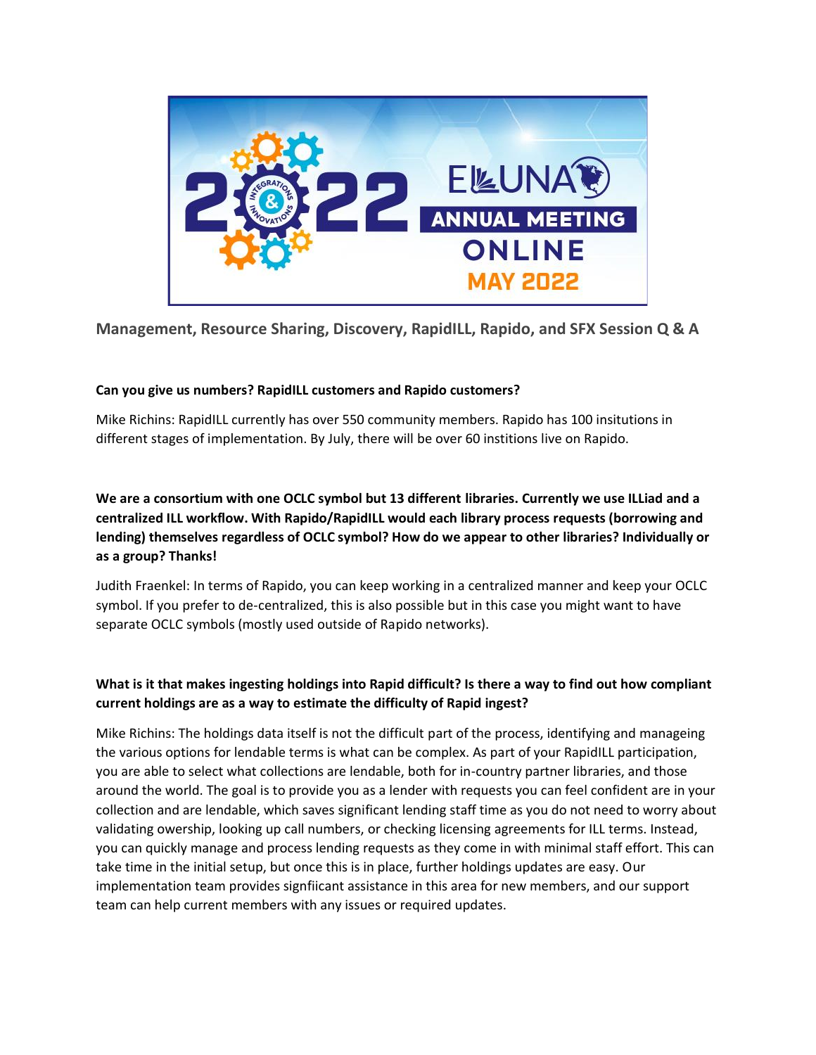## Management, Resource Sharing, Discovery, RapidILL, Rapido, and SFX Session Q & A

**Can you give us numbers? RapidILL customers and Rapido customers?**

Mike Richins: RapidILL currently has over 550 community members. Rapido has 100 insitutions in different stages of implementation. By July, there will be over 60 institions live on Rapido.

**We are a consortium with one OCLC symbol but 13 different libraries. Currently we use ILLiad and a centralized ILL workflow. With Rapido/RapidILL would each library process requests (borrowing and lending) themselves regardless of OCLC symbol? How do we appear to other libraries? Individually or as a group? Thanks!**

Judith Fraenkel: In terms of Rapido, you can keep working in a centralized manner and keep your OCLC symbol. If you prefer to de-centralized, this is also possible but in this case you might want to have separate OCLC symbols (mostly used outside of Rapido networks).

**What is it that makes ingesting holdings into Rapid difficult? Is there a way to find out how compliant current holdings are as a way to estimate the difficulty of Rapid ingest?**

Mike Richins: The holdings data itself is not the difficult part of the process, identifying and manageing the various options for lendable terms is what can be complex. As part of your RapidILL participation, you are able to select what collections are lendable, both for in-country partner libraries, and those around the world. The goal is to provide you as a lender with requests you can feel confident are in your collection and are lendable, which saves significant lending staff time as you do not need to worry about validating owership, looking up call numbers, or checking licensing agreements for ILL terms. Instead, you can quickly manage and process lending requests as they come in with minimal staff effort. This can take time in the initial setup, but once this is in place, further holdings updates are easy. Our implementation team provides signfiicant assistance in this area for new members, and our support team can help current members with any issues or required updates.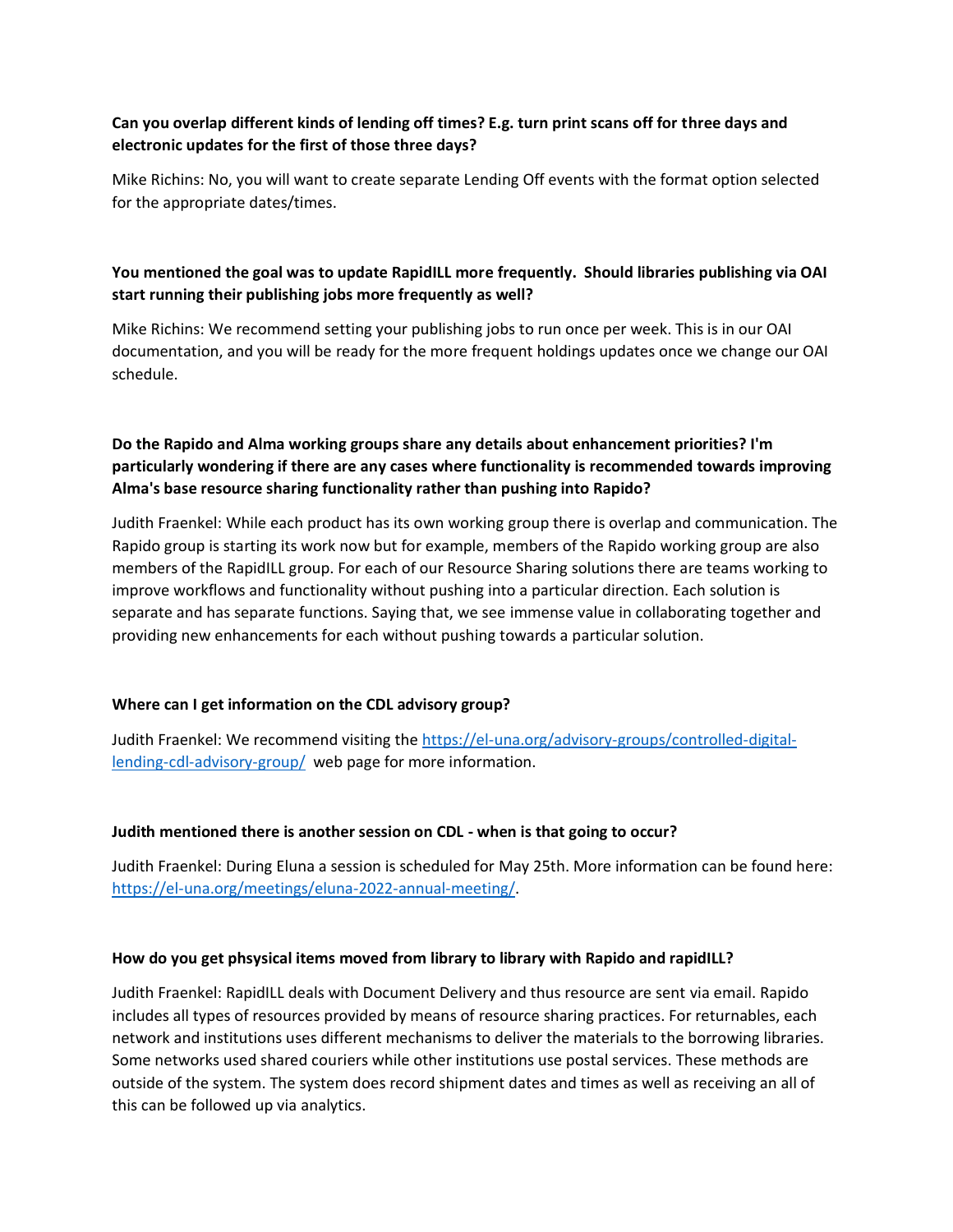**Can you overlap different kinds of lending off times? E.g. turn print scans off for three days and electronic updates for the first of those three days?**

Mike Richins: No, you will want to create separate Lending Off events with the format option selected for the appropriate dates/times.

**You mentioned the goal was to update RapidILL more frequently. Should libraries publishing via OAI start running their publishing jobs more frequently as well?**

Mike Richins: We recommend setting your publishing jobs to run once per week. This is in our OAI documentation, and you will be ready for the more frequent holdings updates once we change our OAI schedule.

**Do the Rapido and Alma working groups share any details about enhancement priorities? I'm particularly wondering if there are any cases where functionality is recommended towards improving Alma's base resource sharing functionality rather than pushing into Rapido?**

Judith Fraenkel: While each product has its own working group there is overlap and communication. The Rapido group is starting its work now but for example, members of the Rapido working group are also members of the RapidILL group. For each of our Resource Sharing solutions there are teams working to improve workflows and functionality without pushing into a particular direction. Each solution is separate and has separate functions. Saying that, we see immense value in collaborating together and providing new enhancements for each without pushing towards a particular solution.

**Where can I get information on the CDL advisory group?**

Judith Fraenkel: We recommend visiting the [https://el-una.org/advisory-groups/controlled-digital-lending-cdl-advisory-group/](https://el-una.org/advisory-groups/controlled-digital-lending-cdl-advisory-group/) web page for more information.

**Judith mentioned there is another session on CDL - when is that going to occur?**

Judith Fraenkel: During Eluna a session is scheduled for May 25th. More information can be found here: [https://el-una.org/meetings/eluna-2022-annual-meeting/](https://el-una.org/meetings/eluna-2022-annual-meeting/).

**How do you get phsysical items moved from library to library with Rapido and rapidILL?**

Judith Fraenkel: RapidILL deals with Document Delivery and thus resource are sent via email. Rapido includes all types of resources provided by means of resource sharing practices. For returnables, each network and institutions uses different mechanisms to deliver the materials to the borrowing libraries. Some networks used shared couriers while other institutions use postal services. These methods are outside of the system. The system does record shipment dates and times as well as receiving an all of this can be followed up via analytics.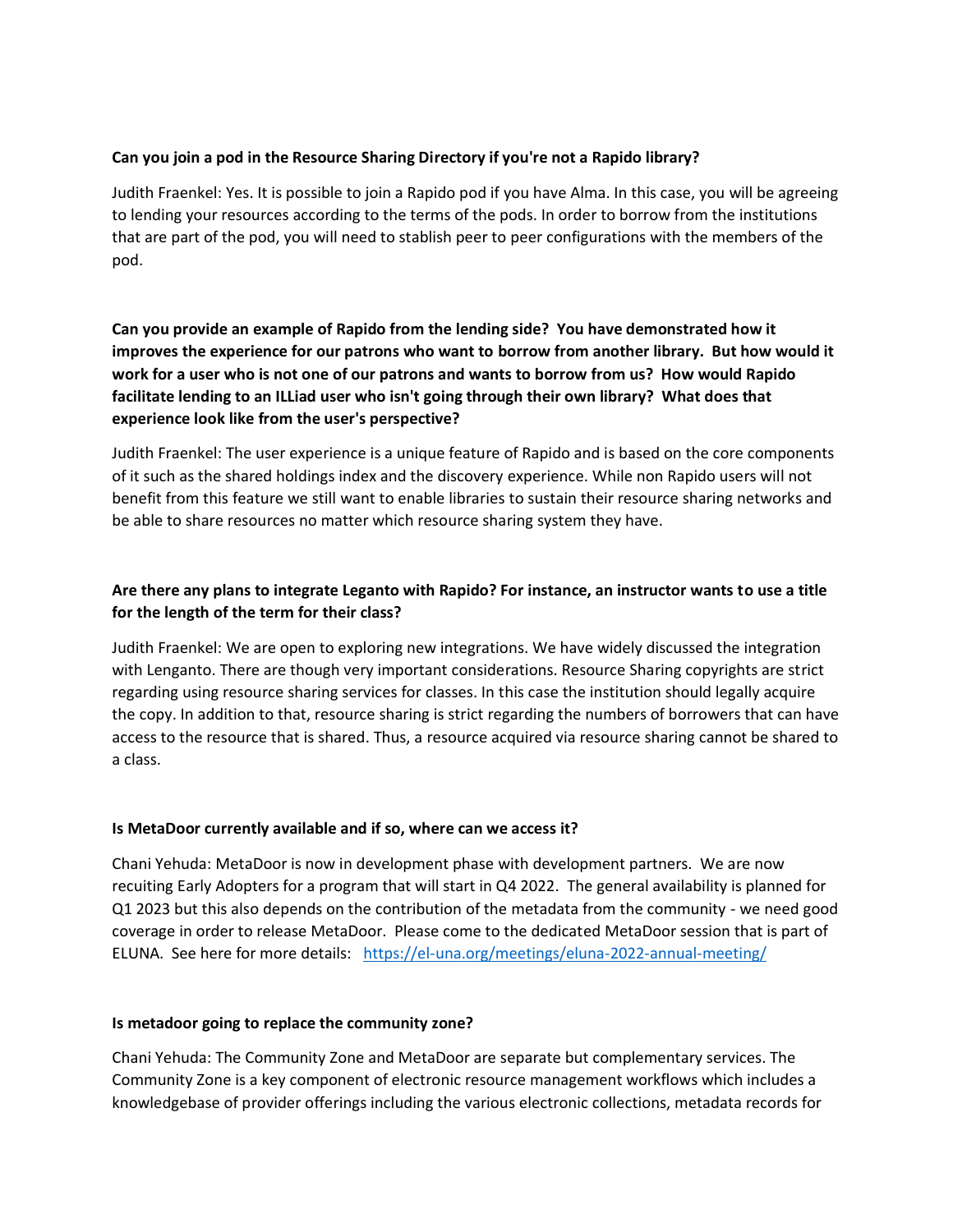**Can you join a pod in the Resource Sharing Directory if you're not a Rapido library?**

Judith Fraenkel: Yes. It is possible to join a Rapido pod if you have Alma. In this case, you will be agreeing to lending your resources according to the terms of the pods. In order to borrow from the institutions that are part of the pod, you will need to stablish peer to peer configurations with the members of the pod.

**Can you provide an example of Rapido from the lending side? You have demonstrated how it improves the experience for our patrons who want to borrow from another library. But how would it work for a user who is not one of our patrons and wants to borrow from us? How would Rapido facilitate lending to an ILLiad user who isn't going through their own library? What does that experience look like from the user's perspective?**

Judith Fraenkel: The user experience is a unique feature of Rapido and is based on the core components of it such as the shared holdings index and the discovery experience. While non Rapido users will not benefit from this feature we still want to enable libraries to sustain their resource sharing networks and be able to share resources no matter which resource sharing system they have.

**Are there any plans to integrate Leganto with Rapido? For instance, an instructor wants to use a title for the length of the term for their class?**

Judith Fraenkel: We are open to exploring new integrations. We have widely discussed the integration with Lenganto. There are though very important considerations. Resource Sharing copyrights are strict regarding using resource sharing services for classes. In this case the institution should legally acquire the copy. In addition to that, resource sharing is strict regarding the numbers of borrowers that can have access to the resource that is shared. Thus, a resource acquired via resource sharing cannot be shared to a class.

**Is MetaDoor currently available and if so, where can we access it?**

Chani Yehuda: MetaDoor is now in development phase with development partners. We are now recuiting Early Adopters for a program that will start in Q4 2022. The general availability is planned for Q1 2023 but this also depends on the contribution of the metadata from the community - we need good coverage in order to release MetaDoor. Please come to the dedicated MetaDoor session that is part of ELUNA. See here for more details: [https://el-una.org/meetings/eluna-2022-annual-meeting/](https://el-una.org/meetings/eluna-2022-annual-meeting/)

**Is metadoor going to replace the community zone?**

Chani Yehuda: The Community Zone and MetaDoor are separate but complementary services. The Community Zone is a key component of electronic resource management workflows which includes a knowledgebase of provider offerings including the various electronic collections, metadata records for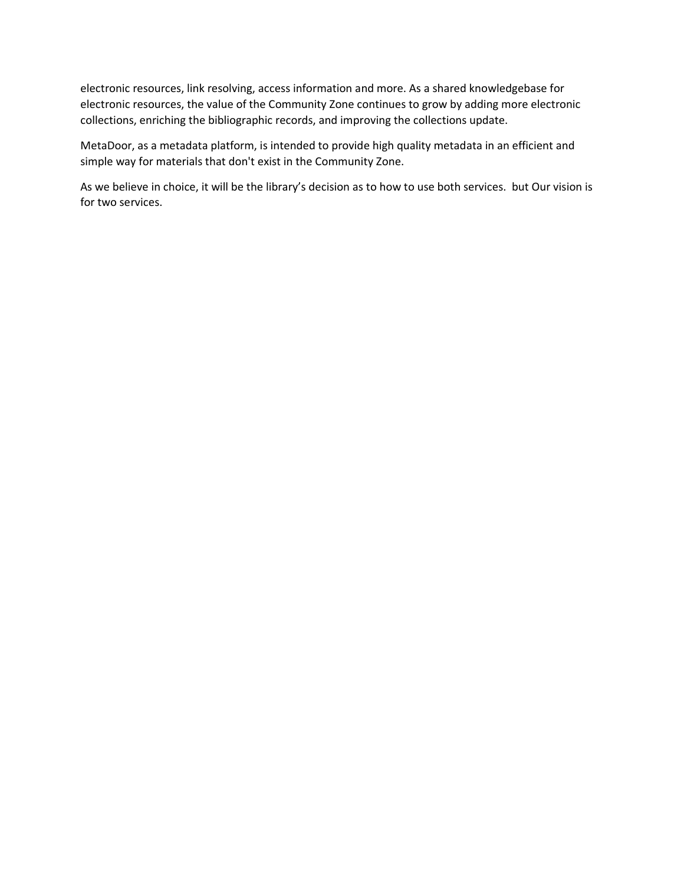electronic resources, link resolving, access information and more. As a shared knowledgebase for electronic resources, the value of the Community Zone continues to grow by adding more electronic collections, enriching the bibliographic records, and improving the collections update.

MetaDoor, as a metadata platform, is intended to provide high quality metadata in an efficient and simple way for materials that don't exist in the Community Zone.

As we believe in choice, it will be the library's decision as to how to use both services.  but Our vision is for two services.